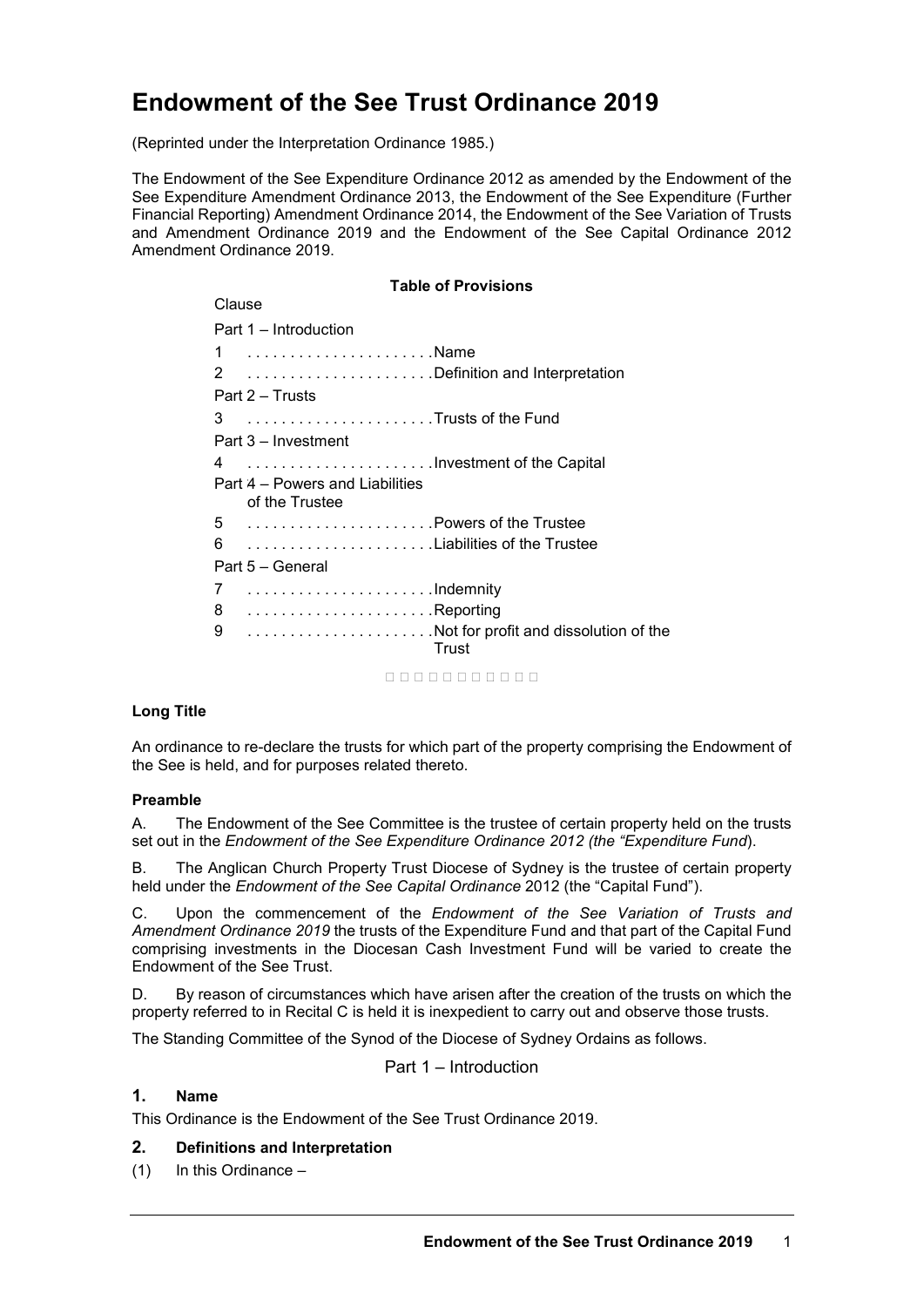# Endowment of the See Trust Ordinance 2019

(Reprinted under the Interpretation Ordinance 1985.)

The Endowment of the See Expenditure Ordinance 2012 as amended by the Endowment of the See Expenditure Amendment Ordinance 2013, the Endowment of the See Expenditure (Further Financial Reporting) Amendment Ordinance 2014, the Endowment of the See Variation of Trusts and Amendment Ordinance 2019 and the Endowment of the See Capital Ordinance 2012 Amendment Ordinance 2019.

**Table of Provisions**

Clause

Part 1 – Introduction

1 . . . . . . . . . . . . . . . . . . . . . Name

2 . . . . . . . . . . . . . . . . . . . . . Definition and Interpretation

Part 2 – Trusts

3 . . . . . . . . . . . . . . . . . . . . . Trusts of the Fund

Part 3 – Investment

4 . . . . . . . . . . . . . . . . . . . . . Investment of the Capital

Part 4 – Powers and Liabilities of the Trustee

5 . . . . . . . . . . . . . . . . . . . . . Powers of the Trustee

6 . . . . . . . . . . . . . . . . . . . . . Liabilities of the Trustee

Part 5 – General

7 . . . . . . . . . . . . . . . . . . . . . Indemnity

8 . . . . . . . . . . . . . . . . . . . . . Reporting

9 . . . . . . . . . . . . . . . . . . . . . Not for profit and dissolution of the Trust

**Long Title**

An ordinance to re-declare the trusts for which part of the property comprising the Endowment of the See is held, and for purposes related thereto.

**Preamble**

A. The Endowment of the See Committee is the trustee of certain property held on the trusts set out in the *Endowment of the See Expenditure Ordinance 2012 (the "Expenditure Fund*).

B. The Anglican Church Property Trust Diocese of Sydney is the trustee of certain property held under the *Endowment of the See Capital Ordinance* 2012 (the "Capital Fund").

C. Upon the commencement of the *Endowment of the See Variation of Trusts and Amendment Ordinance 2019* the trusts of the Expenditure Fund and that part of the Capital Fund comprising investments in the Diocesan Cash Investment Fund will be varied to create the Endowment of the See Trust.

D. By reason of circumstances which have arisen after the creation of the trusts on which the property referred to in Recital C is held it is inexpedient to carry out and observe those trusts.

The Standing Committee of the Synod of the Diocese of Sydney Ordains as follows.

## Part 1 – Introduction

### 1. Name

This Ordinance is the Endowment of the See Trust Ordinance 2019.

### 2. Definitions and Interpretation

(1) In this Ordinance –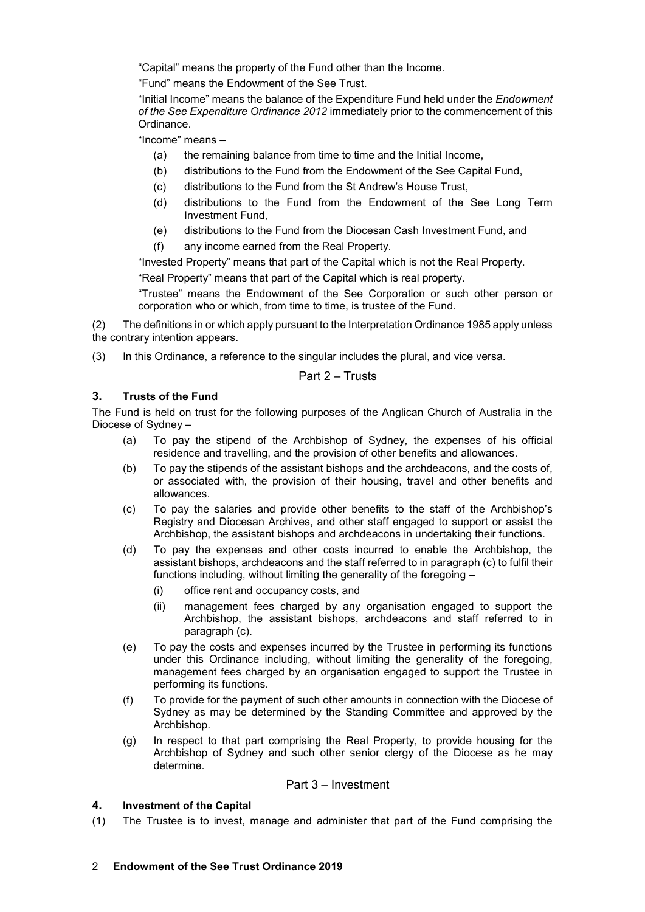"Capital" means the property of the Fund other than the Income.

"Fund" means the Endowment of the See Trust.

"Initial Income" means the balance of the Expenditure Fund held under the *Endowment of the See Expenditure Ordinance 2012* immediately prior to the commencement of this Ordinance.

"Income" means –

- (a) the remaining balance from time to time and the Initial Income,
- (b) distributions to the Fund from the Endowment of the See Capital Fund,
- (c) distributions to the Fund from the St Andrew's House Trust,
- (d) distributions to the Fund from the Endowment of the See Long Term Investment Fund,
- (e) distributions to the Fund from the Diocesan Cash Investment Fund, and
- (f) any income earned from the Real Property.

"Invested Property" means that part of the Capital which is not the Real Property.

"Real Property" means that part of the Capital which is real property.

"Trustee" means the Endowment of the See Corporation or such other person or corporation who or which, from time to time, is trustee of the Fund.

(2) The definitions in or which apply pursuant to the Interpretation Ordinance 1985 apply unless the contrary intention appears.

(3) In this Ordinance, a reference to the singular includes the plural, and vice versa.

## Part 2 – Trusts

### 3. Trusts of the Fund

The Fund is held on trust for the following purposes of the Anglican Church of Australia in the Diocese of Sydney –

- (a) To pay the stipend of the Archbishop of Sydney, the expenses of his official residence and travelling, and the provision of other benefits and allowances.
- (b) To pay the stipends of the assistant bishops and the archdeacons, and the costs of, or associated with, the provision of their housing, travel and other benefits and allowances.
- (c) To pay the salaries and provide other benefits to the staff of the Archbishop's Registry and Diocesan Archives, and other staff engaged to support or assist the Archbishop, the assistant bishops and archdeacons in undertaking their functions.
- (d) To pay the expenses and other costs incurred to enable the Archbishop, the assistant bishops, archdeacons and the staff referred to in paragraph (c) to fulfil their functions including, without limiting the generality of the foregoing –
  - (i) office rent and occupancy costs, and
  - (ii) management fees charged by any organisation engaged to support the Archbishop, the assistant bishops, archdeacons and staff referred to in paragraph (c).
- (e) To pay the costs and expenses incurred by the Trustee in performing its functions under this Ordinance including, without limiting the generality of the foregoing, management fees charged by an organisation engaged to support the Trustee in performing its functions.
- (f) To provide for the payment of such other amounts in connection with the Diocese of Sydney as may be determined by the Standing Committee and approved by the Archbishop.
- (g) In respect to that part comprising the Real Property, to provide housing for the Archbishop of Sydney and such other senior clergy of the Diocese as he may determine.

## Part 3 – Investment

### 4. Investment of the Capital

(1) The Trustee is to invest, manage and administer that part of the Fund comprising the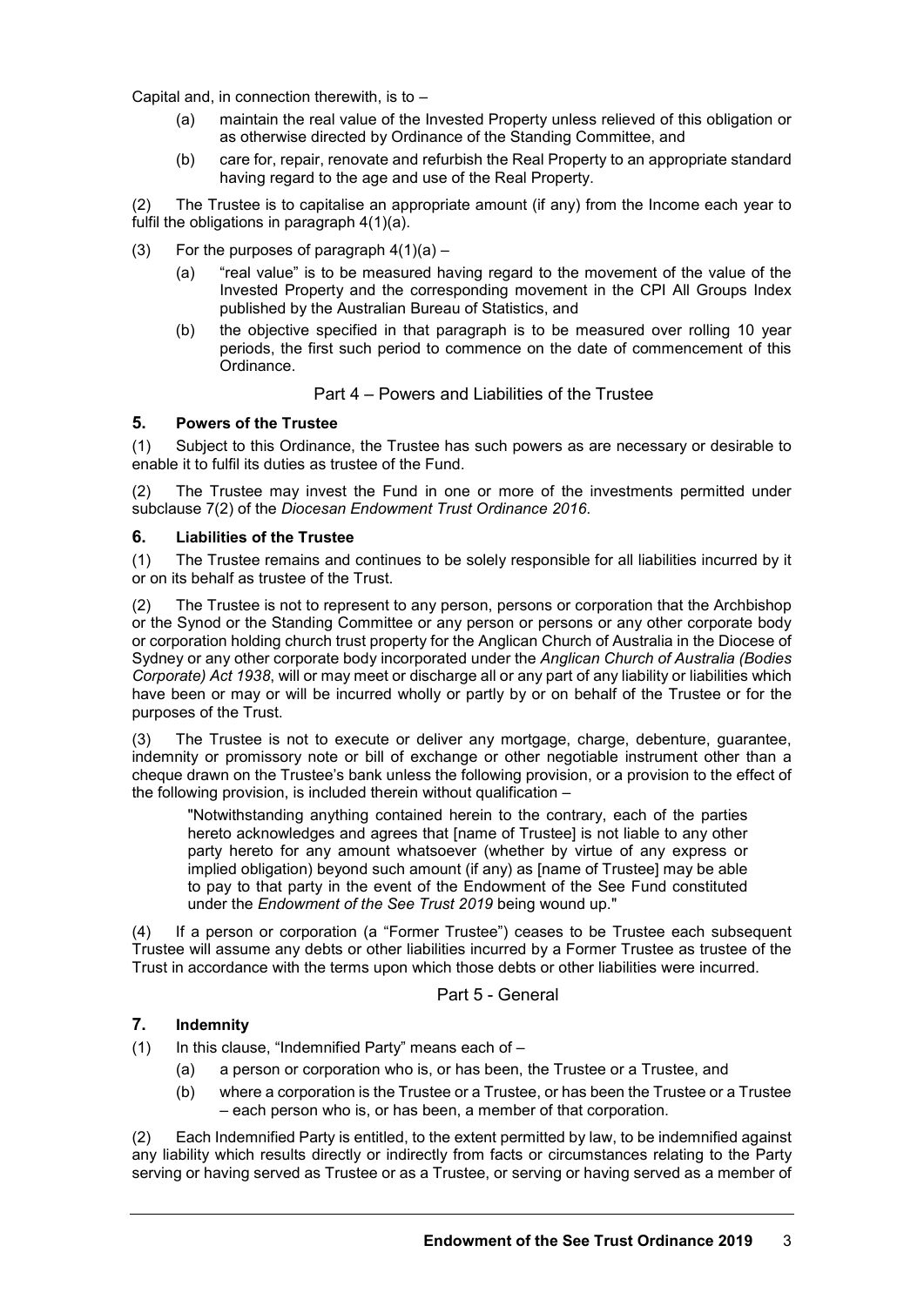Capital and, in connection therewith, is to –

(a) maintain the real value of the Invested Property unless relieved of this obligation or as otherwise directed by Ordinance of the Standing Committee, and

(b) care for, repair, renovate and refurbish the Real Property to an appropriate standard having regard to the age and use of the Real Property.

(2) The Trustee is to capitalise an appropriate amount (if any) from the Income each year to fulfil the obligations in paragraph 4(1)(a).

(3) For the purposes of paragraph 4(1)(a) –

(a) "real value" is to be measured having regard to the movement of the value of the Invested Property and the corresponding movement in the CPI All Groups Index published by the Australian Bureau of Statistics, and

(b) the objective specified in that paragraph is to be measured over rolling 10 year periods, the first such period to commence on the date of commencement of this Ordinance.

## Part 4 – Powers and Liabilities of the Trustee

### 5. Powers of the Trustee

(1) Subject to this Ordinance, the Trustee has such powers as are necessary or desirable to enable it to fulfil its duties as trustee of the Fund.

(2) The Trustee may invest the Fund in one or more of the investments permitted under subclause 7(2) of the *Diocesan Endowment Trust Ordinance 2016*.

### 6. Liabilities of the Trustee

(1) The Trustee remains and continues to be solely responsible for all liabilities incurred by it or on its behalf as trustee of the Trust.

(2) The Trustee is not to represent to any person, persons or corporation that the Archbishop or the Synod or the Standing Committee or any person or persons or any other corporate body or corporation holding church trust property for the Anglican Church of Australia in the Diocese of Sydney or any other corporate body incorporated under the *Anglican Church of Australia (Bodies Corporate) Act 1938*, will or may meet or discharge all or any part of any liability or liabilities which have been or may or will be incurred wholly or partly by or on behalf of the Trustee or for the purposes of the Trust.

(3) The Trustee is not to execute or deliver any mortgage, charge, debenture, guarantee, indemnity or promissory note or bill of exchange or other negotiable instrument other than a cheque drawn on the Trustee's bank unless the following provision, or a provision to the effect of the following provision, is included therein without qualification –

> "Notwithstanding anything contained herein to the contrary, each of the parties hereto acknowledges and agrees that [name of Trustee] is not liable to any other party hereto for any amount whatsoever (whether by virtue of any express or implied obligation) beyond such amount (if any) as [name of Trustee] may be able to pay to that party in the event of the Endowment of the See Fund constituted under the *Endowment of the See Trust 2019* being wound up."

(4) If a person or corporation (a "Former Trustee") ceases to be Trustee each subsequent Trustee will assume any debts or other liabilities incurred by a Former Trustee as trustee of the Trust in accordance with the terms upon which those debts or other liabilities were incurred.

## Part 5 - General

### 7. Indemnity

(1) In this clause, "Indemnified Party" means each of –

(a) a person or corporation who is, or has been, the Trustee or a Trustee, and

(b) where a corporation is the Trustee or a Trustee, or has been the Trustee or a Trustee – each person who is, or has been, a member of that corporation.

(2) Each Indemnified Party is entitled, to the extent permitted by law, to be indemnified against any liability which results directly or indirectly from facts or circumstances relating to the Party serving or having served as Trustee or as a Trustee, or serving or having served as a member of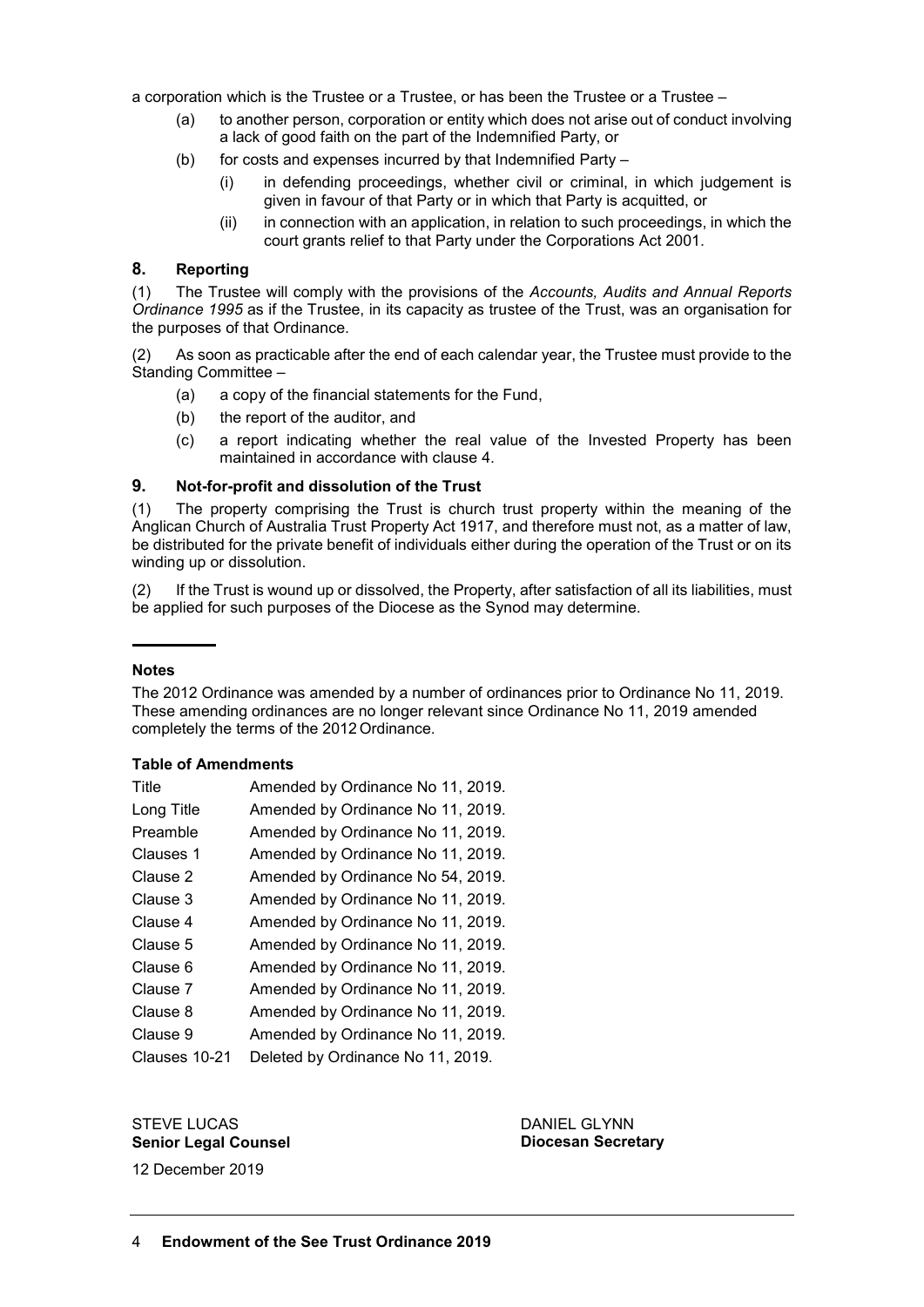a corporation which is the Trustee or a Trustee, or has been the Trustee or a Trustee –

(a) to another person, corporation or entity which does not arise out of conduct involving a lack of good faith on the part of the Indemnified Party, or

(b) for costs and expenses incurred by that Indemnified Party –

(i) in defending proceedings, whether civil or criminal, in which judgement is given in favour of that Party or in which that Party is acquitted, or

(ii) in connection with an application, in relation to such proceedings, in which the court grants relief to that Party under the Corporations Act 2001.

## 8. Reporting

(1) The Trustee will comply with the provisions of the *Accounts, Audits and Annual Reports Ordinance 1995* as if the Trustee, in its capacity as trustee of the Trust, was an organisation for the purposes of that Ordinance.

(2) As soon as practicable after the end of each calendar year, the Trustee must provide to the Standing Committee –

(a) a copy of the financial statements for the Fund,

(b) the report of the auditor, and

(c) a report indicating whether the real value of the Invested Property has been maintained in accordance with clause 4.

## 9. Not-for-profit and dissolution of the Trust

(1) The property comprising the Trust is church trust property within the meaning of the Anglican Church of Australia Trust Property Act 1917, and therefore must not, as a matter of law, be distributed for the private benefit of individuals either during the operation of the Trust or on its winding up or dissolution.

(2) If the Trust is wound up or dissolved, the Property, after satisfaction of all its liabilities, must be applied for such purposes of the Diocese as the Synod may determine.

---

**Notes**

The 2012 Ordinance was amended by a number of ordinances prior to Ordinance No 11, 2019. These amending ordinances are no longer relevant since Ordinance No 11, 2019 amended completely the terms of the 2012 Ordinance.

**Table of Amendments**

| | |
|---|---|
| Title | Amended by Ordinance No 11, 2019. |
| Long Title | Amended by Ordinance No 11, 2019. |
| Preamble | Amended by Ordinance No 11, 2019. |
| Clauses 1 | Amended by Ordinance No 11, 2019. |
| Clause 2 | Amended by Ordinance No 54, 2019. |
| Clause 3 | Amended by Ordinance No 11, 2019. |
| Clause 4 | Amended by Ordinance No 11, 2019. |
| Clause 5 | Amended by Ordinance No 11, 2019. |
| Clause 6 | Amended by Ordinance No 11, 2019. |
| Clause 7 | Amended by Ordinance No 11, 2019. |
| Clause 8 | Amended by Ordinance No 11, 2019. |
| Clause 9 | Amended by Ordinance No 11, 2019. |
| Clauses 10-21 | Deleted by Ordinance No 11, 2019. |

STEVE LUCAS
**Senior Legal Counsel**

DANIEL GLYNN
**Diocesan Secretary**

12 December 2019